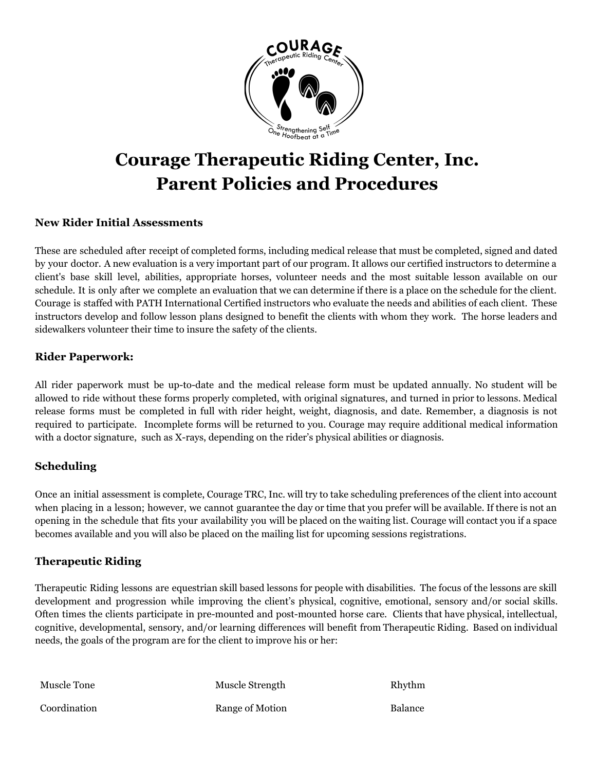# Courage Therapeutic Riding Center, Inc.
# Parent Policies and Procedures

### New Rider Initial Assessments

These are scheduled after receipt of completed forms, including medical release that must be completed, signed and dated by your doctor. A new evaluation is a very important part of our program. It allows our certified instructors to determine a client's base skill level, abilities, appropriate horses, volunteer needs and the most suitable lesson available on our schedule. It is only after we complete an evaluation that we can determine if there is a place on the schedule for the client. Courage is staffed with PATH International Certified instructors who evaluate the needs and abilities of each client. These instructors develop and follow lesson plans designed to benefit the clients with whom they work. The horse leaders and sidewalkers volunteer their time to insure the safety of the clients.

### Rider Paperwork:

All rider paperwork must be up-to-date and the medical release form must be updated annually. No student will be allowed to ride without these forms properly completed, with original signatures, and turned in prior to lessons. Medical release forms must be completed in full with rider height, weight, diagnosis, and date. Remember, a diagnosis is not required to participate. Incomplete forms will be returned to you. Courage may require additional medical information with a doctor signature, such as X-rays, depending on the rider's physical abilities or diagnosis.

### Scheduling

Once an initial assessment is complete, Courage TRC, Inc. will try to take scheduling preferences of the client into account when placing in a lesson; however, we cannot guarantee the day or time that you prefer will be available. If there is not an opening in the schedule that fits your availability you will be placed on the waiting list. Courage will contact you if a space becomes available and you will also be placed on the mailing list for upcoming sessions registrations.

### Therapeutic Riding

Therapeutic Riding lessons are equestrian skill based lessons for people with disabilities. The focus of the lessons are skill development and progression while improving the client's physical, cognitive, emotional, sensory and/or social skills. Often times the clients participate in pre-mounted and post-mounted horse care. Clients that have physical, intellectual, cognitive, developmental, sensory, and/or learning differences will benefit from Therapeutic Riding. Based on individual needs, the goals of the program are for the client to improve his or her:

| | | |
|---|---|---|
| Muscle Tone | Muscle Strength | Rhythm |
| Coordination | Range of Motion | Balance |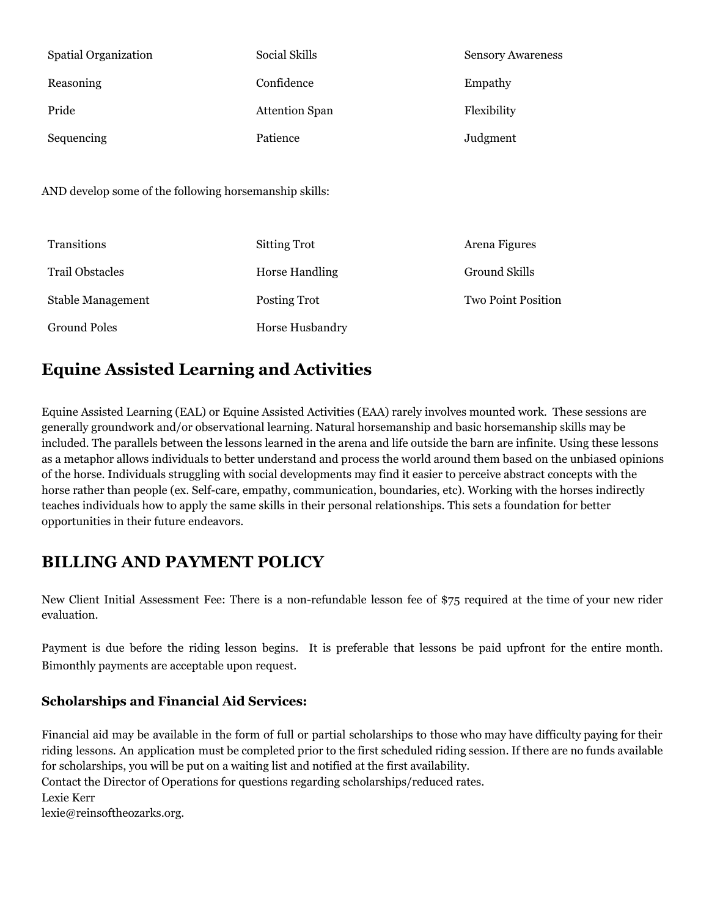| | | |
|---|---|---|
| Spatial Organization | Social Skills | Sensory Awareness |
| Reasoning | Confidence | Empathy |
| Pride | Attention Span | Flexibility |
| Sequencing | Patience | Judgment |

AND develop some of the following horsemanship skills:

| | | |
|---|---|---|
| Transitions | Sitting Trot | Arena Figures |
| Trail Obstacles | Horse Handling | Ground Skills |
| Stable Management | Posting Trot | Two Point Position |
| Ground Poles | Horse Husbandry | |

## Equine Assisted Learning and Activities

Equine Assisted Learning (EAL) or Equine Assisted Activities (EAA) rarely involves mounted work. These sessions are generally groundwork and/or observational learning. Natural horsemanship and basic horsemanship skills may be included. The parallels between the lessons learned in the arena and life outside the barn are infinite. Using these lessons as a metaphor allows individuals to better understand and process the world around them based on the unbiased opinions of the horse. Individuals struggling with social developments may find it easier to perceive abstract concepts with the horse rather than people (ex. Self-care, empathy, communication, boundaries, etc). Working with the horses indirectly teaches individuals how to apply the same skills in their personal relationships. This sets a foundation for better opportunities in their future endeavors.

## BILLING AND PAYMENT POLICY

New Client Initial Assessment Fee: There is a non-refundable lesson fee of $75 required at the time of your new rider evaluation.

Payment is due before the riding lesson begins. It is preferable that lessons be paid upfront for the entire month. Bimonthly payments are acceptable upon request.

### Scholarships and Financial Aid Services:

Financial aid may be available in the form of full or partial scholarships to those who may have difficulty paying for their riding lessons. An application must be completed prior to the first scheduled riding session. If there are no funds available for scholarships, you will be put on a waiting list and notified at the first availability.
Contact the Director of Operations for questions regarding scholarships/reduced rates.
Lexie Kerr
lexie@reinsoftheozarks.org.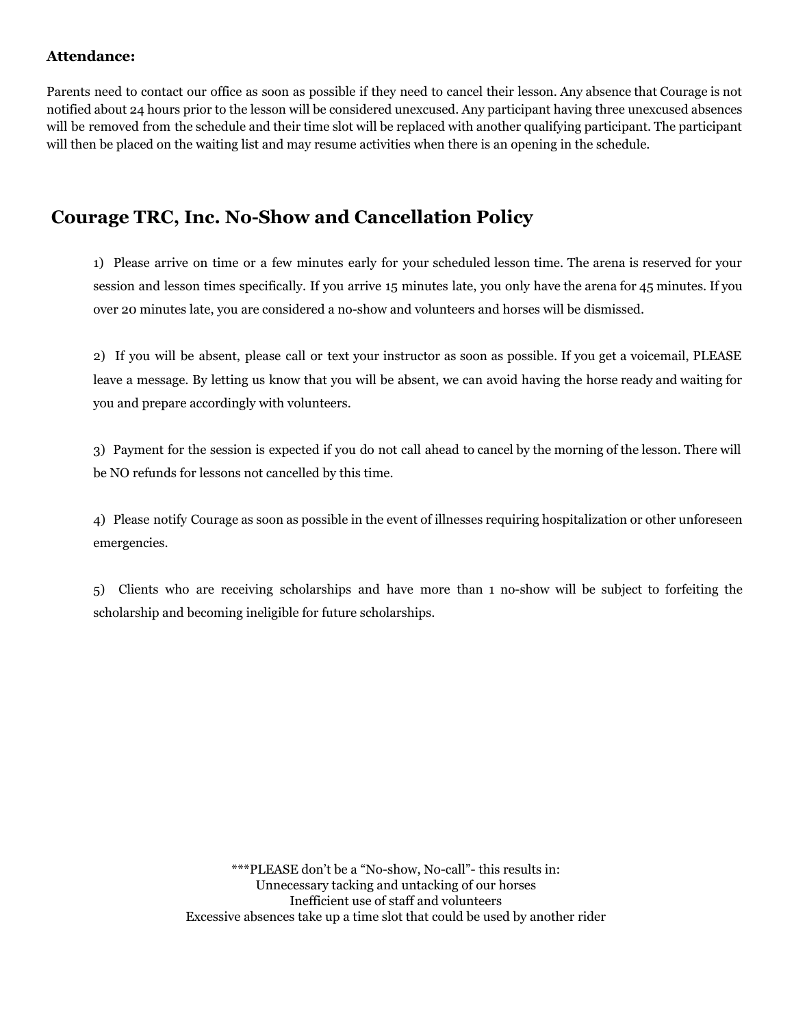**Attendance:**

Parents need to contact our office as soon as possible if they need to cancel their lesson. Any absence that Courage is not notified about 24 hours prior to the lesson will be considered unexcused. Any participant having three unexcused absences will be removed from the schedule and their time slot will be replaced with another qualifying participant. The participant will then be placed on the waiting list and may resume activities when there is an opening in the schedule.

## Courage TRC, Inc. No-Show and Cancellation Policy

1) Please arrive on time or a few minutes early for your scheduled lesson time. The arena is reserved for your session and lesson times specifically. If you arrive 15 minutes late, you only have the arena for 45 minutes. If you over 20 minutes late, you are considered a no-show and volunteers and horses will be dismissed.

2) If you will be absent, please call or text your instructor as soon as possible. If you get a voicemail, PLEASE leave a message. By letting us know that you will be absent, we can avoid having the horse ready and waiting for you and prepare accordingly with volunteers.

3) Payment for the session is expected if you do not call ahead to cancel by the morning of the lesson. There will be NO refunds for lessons not cancelled by this time.

4) Please notify Courage as soon as possible in the event of illnesses requiring hospitalization or other unforeseen emergencies.

5) Clients who are receiving scholarships and have more than 1 no-show will be subject to forfeiting the scholarship and becoming ineligible for future scholarships.

***PLEASE don't be a "No-show, No-call"- this results in:
Unnecessary tacking and untacking of our horses
Inefficient use of staff and volunteers
Excessive absences take up a time slot that could be used by another rider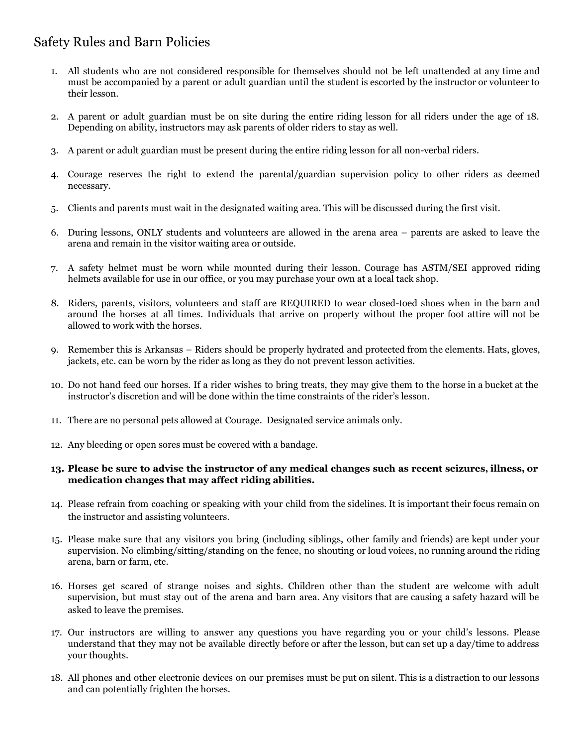# Safety Rules and Barn Policies

1. All students who are not considered responsible for themselves should not be left unattended at any time and must be accompanied by a parent or adult guardian until the student is escorted by the instructor or volunteer to their lesson.

2. A parent or adult guardian must be on site during the entire riding lesson for all riders under the age of 18. Depending on ability, instructors may ask parents of older riders to stay as well.

3. A parent or adult guardian must be present during the entire riding lesson for all non-verbal riders.

4. Courage reserves the right to extend the parental/guardian supervision policy to other riders as deemed necessary.

5. Clients and parents must wait in the designated waiting area. This will be discussed during the first visit.

6. During lessons, ONLY students and volunteers are allowed in the arena area – parents are asked to leave the arena and remain in the visitor waiting area or outside.

7. A safety helmet must be worn while mounted during their lesson. Courage has ASTM/SEI approved riding helmets available for use in our office, or you may purchase your own at a local tack shop.

8. Riders, parents, visitors, volunteers and staff are REQUIRED to wear closed-toed shoes when in the barn and around the horses at all times. Individuals that arrive on property without the proper foot attire will not be allowed to work with the horses.

9. Remember this is Arkansas – Riders should be properly hydrated and protected from the elements. Hats, gloves, jackets, etc. can be worn by the rider as long as they do not prevent lesson activities.

10. Do not hand feed our horses. If a rider wishes to bring treats, they may give them to the horse in a bucket at the instructor's discretion and will be done within the time constraints of the rider's lesson.

11. There are no personal pets allowed at Courage. Designated service animals only.

12. Any bleeding or open sores must be covered with a bandage.

13. **Please be sure to advise the instructor of any medical changes such as recent seizures, illness, or medication changes that may affect riding abilities.**

14. Please refrain from coaching or speaking with your child from the sidelines. It is important their focus remain on the instructor and assisting volunteers.

15. Please make sure that any visitors you bring (including siblings, other family and friends) are kept under your supervision. No climbing/sitting/standing on the fence, no shouting or loud voices, no running around the riding arena, barn or farm, etc.

16. Horses get scared of strange noises and sights. Children other than the student are welcome with adult supervision, but must stay out of the arena and barn area. Any visitors that are causing a safety hazard will be asked to leave the premises.

17. Our instructors are willing to answer any questions you have regarding you or your child's lessons. Please understand that they may not be available directly before or after the lesson, but can set up a day/time to address your thoughts.

18. All phones and other electronic devices on our premises must be put on silent. This is a distraction to our lessons and can potentially frighten the horses.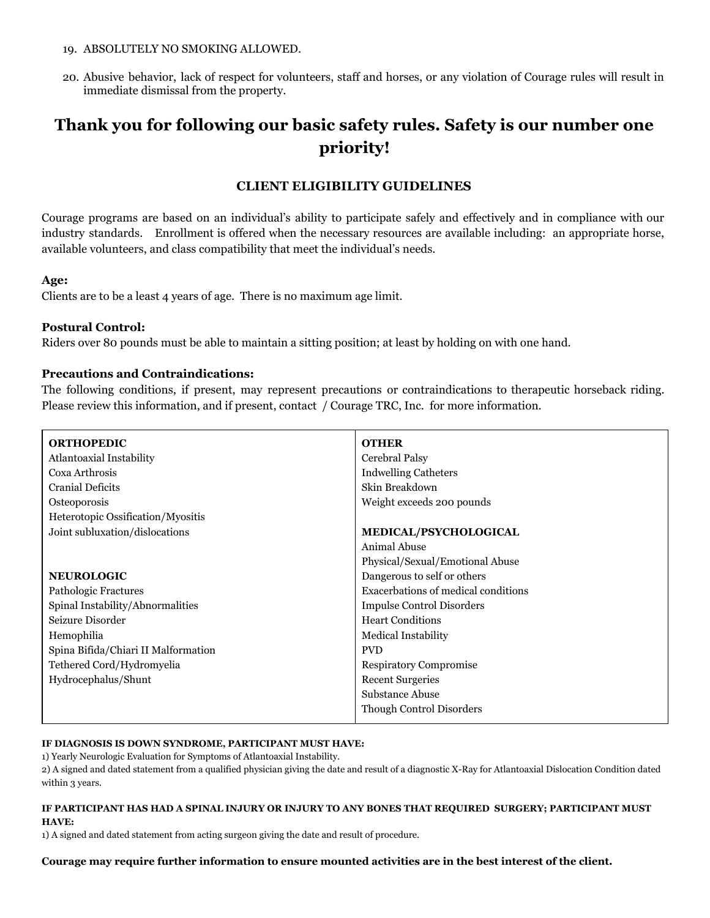19. ABSOLUTELY NO SMOKING ALLOWED.

20. Abusive behavior, lack of respect for volunteers, staff and horses, or any violation of Courage rules will result in immediate dismissal from the property.

# Thank you for following our basic safety rules. Safety is our number one priority!

### CLIENT ELIGIBILITY GUIDELINES

Courage programs are based on an individual's ability to participate safely and effectively and in compliance with our industry standards. Enrollment is offered when the necessary resources are available including: an appropriate horse, available volunteers, and class compatibility that meet the individual's needs.

**Age:**
Clients are to be a least 4 years of age. There is no maximum age limit.

**Postural Control:**
Riders over 80 pounds must be able to maintain a sitting position; at least by holding on with one hand.

**Precautions and Contraindications:**
The following conditions, if present, may represent precautions or contraindications to therapeutic horseback riding. Please review this information, and if present, contact / Courage TRC, Inc. for more information.

| | |
|---|---|
| **ORTHOPEDIC** | **OTHER** |
| Atlantoaxial Instability | Cerebral Palsy |
| Coxa Arthrosis | Indwelling Catheters |
| Cranial Deficits | Skin Breakdown |
| Osteoporosis | Weight exceeds 200 pounds |
| Heterotopic Ossification/Myositis | |
| Joint subluxation/dislocations | **MEDICAL/PSYCHOLOGICAL** |
| | Animal Abuse |
| | Physical/Sexual/Emotional Abuse |
| **NEUROLOGIC** | Dangerous to self or others |
| Pathologic Fractures | Exacerbations of medical conditions |
| Spinal Instability/Abnormalities | Impulse Control Disorders |
| Seizure Disorder | Heart Conditions |
| Hemophilia | Medical Instability |
| Spina Bifida/Chiari II Malformation | PVD |
| Tethered Cord/Hydromyelia | Respiratory Compromise |
| Hydrocephalus/Shunt | Recent Surgeries |
| | Substance Abuse |
| | Though Control Disorders |

**IF DIAGNOSIS IS DOWN SYNDROME, PARTICIPANT MUST HAVE:**
1) Yearly Neurologic Evaluation for Symptoms of Atlantoaxial Instability.
2) A signed and dated statement from a qualified physician giving the date and result of a diagnostic X-Ray for Atlantoaxial Dislocation Condition dated within 3 years.

**IF PARTICIPANT HAS HAD A SPINAL INJURY OR INJURY TO ANY BONES THAT REQUIRED SURGERY; PARTICIPANT MUST HAVE:**
1) A signed and dated statement from acting surgeon giving the date and result of procedure.

**Courage may require further information to ensure mounted activities are in the best interest of the client.**